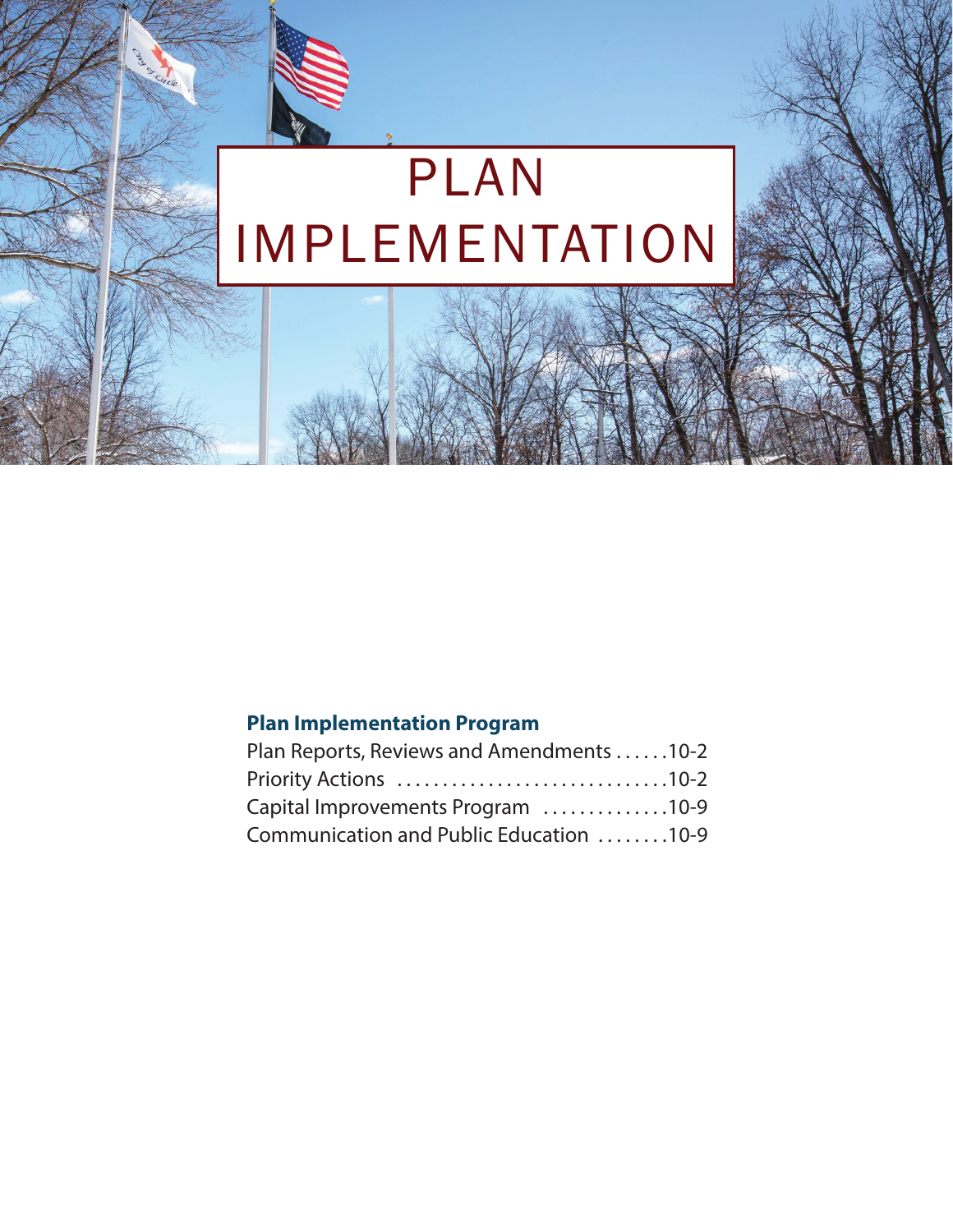# PLAN IMPLEMENTATION

## Plan Implementation Program

Plan Reports, Reviews and Amendments ......10-2
Priority Actions ..............................10-2
Capital Improvements Program ..............10-9
Communication and Public Education ........10-9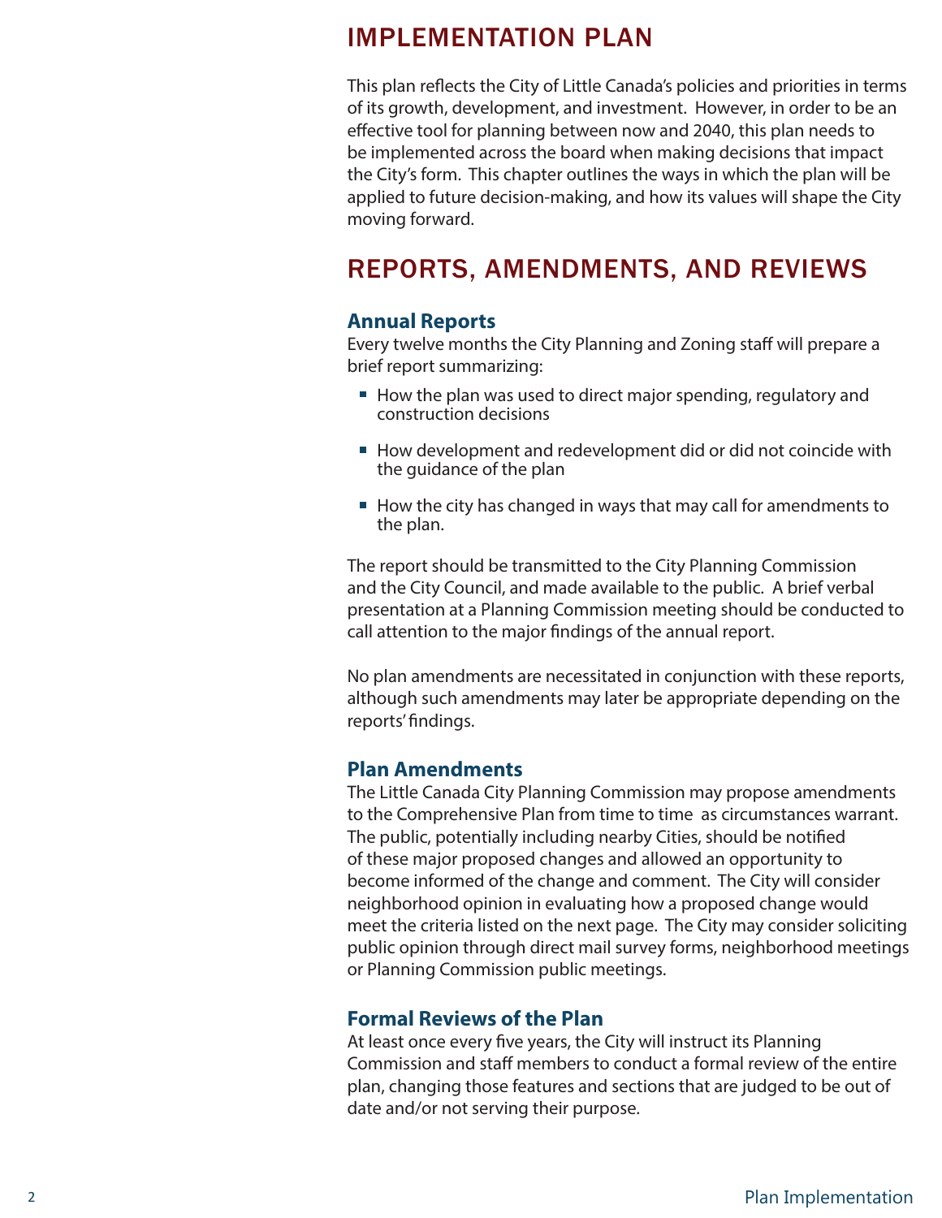# IMPLEMENTATION PLAN

This plan reflects the City of Little Canada's policies and priorities in terms of its growth, development, and investment. However, in order to be an effective tool for planning between now and 2040, this plan needs to be implemented across the board when making decisions that impact the City's form. This chapter outlines the ways in which the plan will be applied to future decision-making, and how its values will shape the City moving forward.

# REPORTS, AMENDMENTS, AND REVIEWS

### Annual Reports

Every twelve months the City Planning and Zoning staff will prepare a brief report summarizing:

- How the plan was used to direct major spending, regulatory and construction decisions
- How development and redevelopment did or did not coincide with the guidance of the plan
- How the city has changed in ways that may call for amendments to the plan.

The report should be transmitted to the City Planning Commission and the City Council, and made available to the public. A brief verbal presentation at a Planning Commission meeting should be conducted to call attention to the major findings of the annual report.

No plan amendments are necessitated in conjunction with these reports, although such amendments may later be appropriate depending on the reports' findings.

### Plan Amendments

The Little Canada City Planning Commission may propose amendments to the Comprehensive Plan from time to time as circumstances warrant. The public, potentially including nearby Cities, should be notified of these major proposed changes and allowed an opportunity to become informed of the change and comment. The City will consider neighborhood opinion in evaluating how a proposed change would meet the criteria listed on the next page. The City may consider soliciting public opinion through direct mail survey forms, neighborhood meetings or Planning Commission public meetings.

### Formal Reviews of the Plan

At least once every five years, the City will instruct its Planning Commission and staff members to conduct a formal review of the entire plan, changing those features and sections that are judged to be out of date and/or not serving their purpose.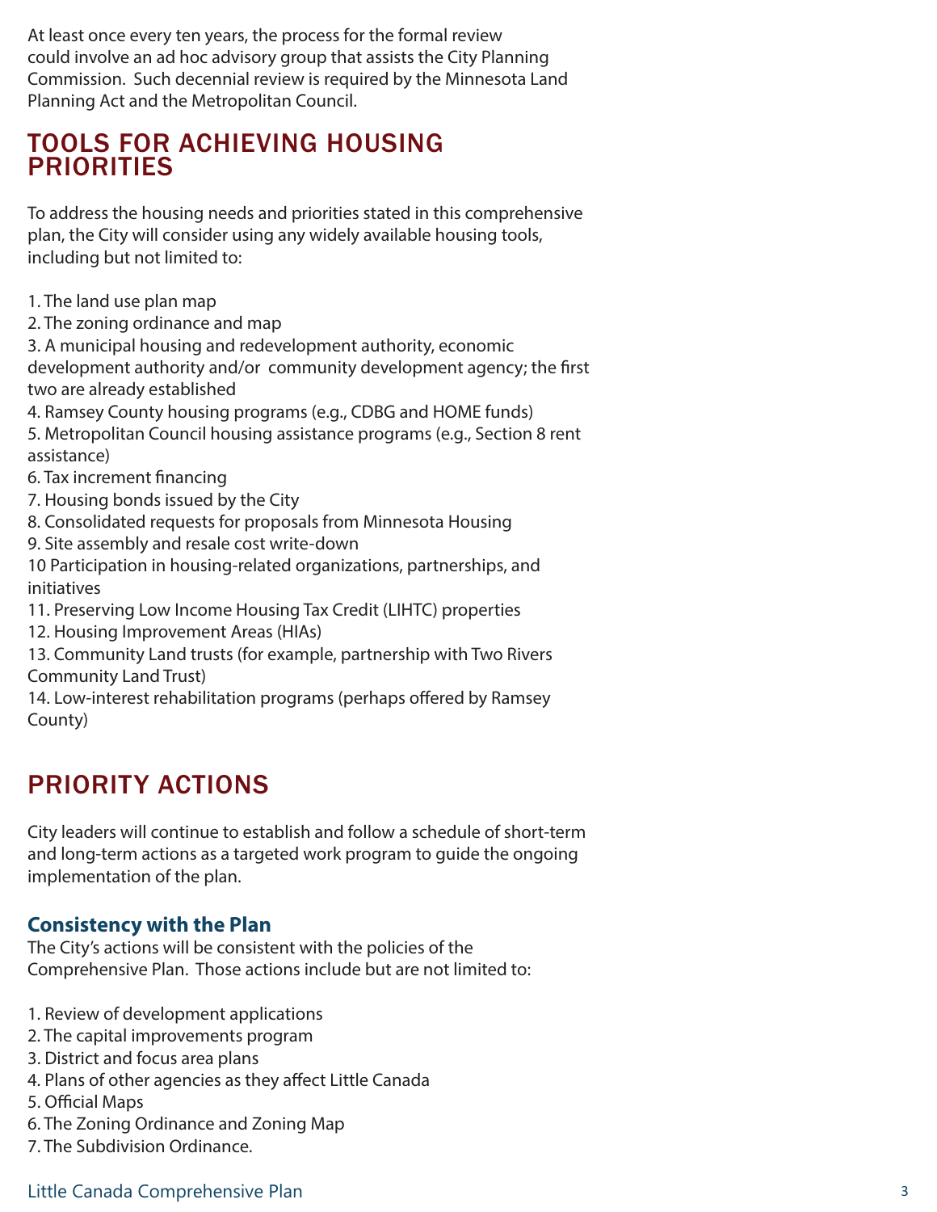At least once every ten years, the process for the formal review could involve an ad hoc advisory group that assists the City Planning Commission. Such decennial review is required by the Minnesota Land Planning Act and the Metropolitan Council.

## TOOLS FOR ACHIEVING HOUSING PRIORITIES

To address the housing needs and priorities stated in this comprehensive plan, the City will consider using any widely available housing tools, including but not limited to:

1. The land use plan map
2. The zoning ordinance and map
3. A municipal housing and redevelopment authority, economic development authority and/or community development agency; the first two are already established
4. Ramsey County housing programs (e.g., CDBG and HOME funds)
5. Metropolitan Council housing assistance programs (e.g., Section 8 rent assistance)
6. Tax increment financing
7. Housing bonds issued by the City
8. Consolidated requests for proposals from Minnesota Housing
9. Site assembly and resale cost write-down
10 Participation in housing-related organizations, partnerships, and initiatives
11. Preserving Low Income Housing Tax Credit (LIHTC) properties
12. Housing Improvement Areas (HIAs)
13. Community Land trusts (for example, partnership with Two Rivers Community Land Trust)
14. Low-interest rehabilitation programs (perhaps offered by Ramsey County)

## PRIORITY ACTIONS

City leaders will continue to establish and follow a schedule of short-term and long-term actions as a targeted work program to guide the ongoing implementation of the plan.

### Consistency with the Plan

The City's actions will be consistent with the policies of the Comprehensive Plan. Those actions include but are not limited to:

1. Review of development applications
2. The capital improvements program
3. District and focus area plans
4. Plans of other agencies as they affect Little Canada
5. Official Maps
6. The Zoning Ordinance and Zoning Map
7. The Subdivision Ordinance.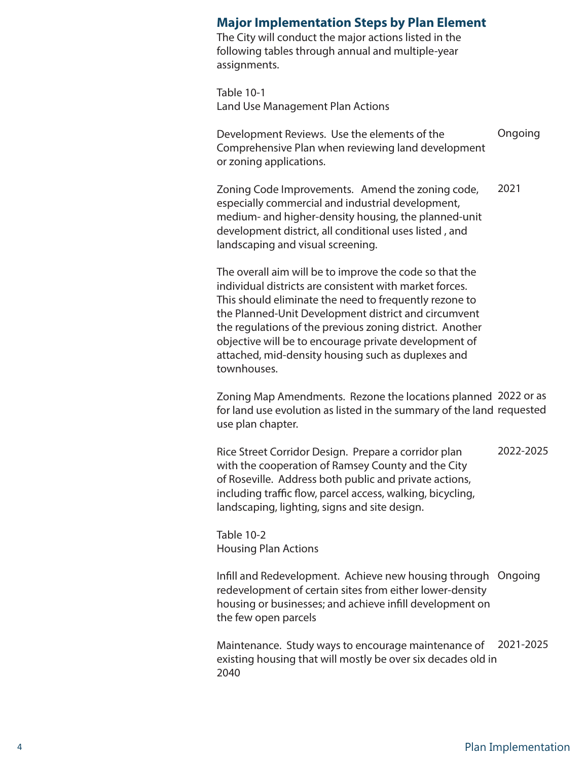## Major Implementation Steps by Plan Element

The City will conduct the major actions listed in the following tables through annual and multiple-year assignments.

Table 10-1
Land Use Management Plan Actions

| Action | Timing |
|---|---|
| Development Reviews. Use the elements of the Comprehensive Plan when reviewing land development or zoning applications. | Ongoing |
| Zoning Code Improvements. Amend the zoning code, especially commercial and industrial development, medium- and higher-density housing, the planned-unit development district, all conditional uses listed , and landscaping and visual screening.<br><br>The overall aim will be to improve the code so that the individual districts are consistent with market forces. This should eliminate the need to frequently rezone to the Planned-Unit Development district and circumvent the regulations of the previous zoning district. Another objective will be to encourage private development of attached, mid-density housing such as duplexes and townhouses. | 2021 |
| Zoning Map Amendments. Rezone the locations planned for land use evolution as listed in the summary of the land use plan chapter. | 2022 or as requested |
| Rice Street Corridor Design. Prepare a corridor plan with the cooperation of Ramsey County and the City of Roseville. Address both public and private actions, including traffic flow, parcel access, walking, bicycling, landscaping, lighting, signs and site design. | 2022-2025 |

Table 10-2
Housing Plan Actions

| Action | Timing |
|---|---|
| Infill and Redevelopment. Achieve new housing through redevelopment of certain sites from either lower-density housing or businesses; and achieve infill development on the few open parcels | Ongoing |
| Maintenance. Study ways to encourage maintenance of existing housing that will mostly be over six decades old in 2040 | 2021-2025 |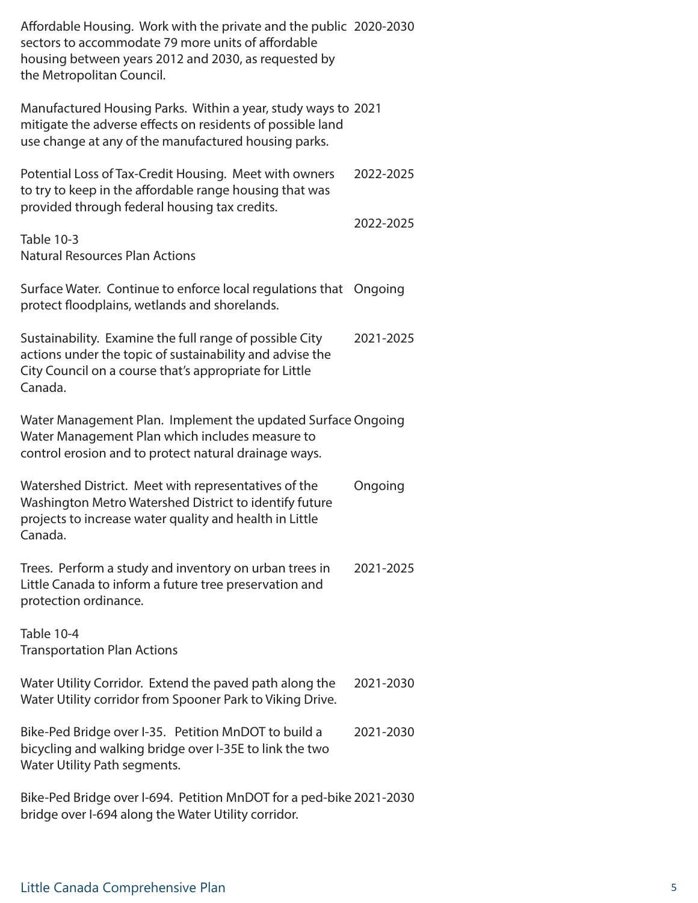| | |
|---|---|
| Affordable Housing. Work with the private and the public sectors to accommodate 79 more units of affordable housing between years 2012 and 2030, as requested by the Metropolitan Council. | 2020-2030 |
| Manufactured Housing Parks. Within a year, study ways to mitigate the adverse effects on residents of possible land use change at any of the manufactured housing parks. | 2021 |
| Potential Loss of Tax-Credit Housing. Meet with owners to try to keep in the affordable range housing that was provided through federal housing tax credits. | 2022-2025 |
| | 2022-2025 |

Table 10-3
Natural Resources Plan Actions

| | |
|---|---|
| Surface Water. Continue to enforce local regulations that protect floodplains, wetlands and shorelands. | Ongoing |
| Sustainability. Examine the full range of possible City actions under the topic of sustainability and advise the City Council on a course that's appropriate for Little Canada. | 2021-2025 |
| Water Management Plan. Implement the updated Surface Water Management Plan which includes measure to control erosion and to protect natural drainage ways. | Ongoing |
| Watershed District. Meet with representatives of the Washington Metro Watershed District to identify future projects to increase water quality and health in Little Canada. | Ongoing |
| Trees. Perform a study and inventory on urban trees in Little Canada to inform a future tree preservation and protection ordinance. | 2021-2025 |

Table 10-4
Transportation Plan Actions

| | |
|---|---|
| Water Utility Corridor. Extend the paved path along the Water Utility corridor from Spooner Park to Viking Drive. | 2021-2030 |
| Bike-Ped Bridge over I-35. Petition MnDOT to build a bicycling and walking bridge over I-35E to link the two Water Utility Path segments. | 2021-2030 |
| Bike-Ped Bridge over I-694. Petition MnDOT for a ped-bike bridge over I-694 along the Water Utility corridor. | 2021-2030 |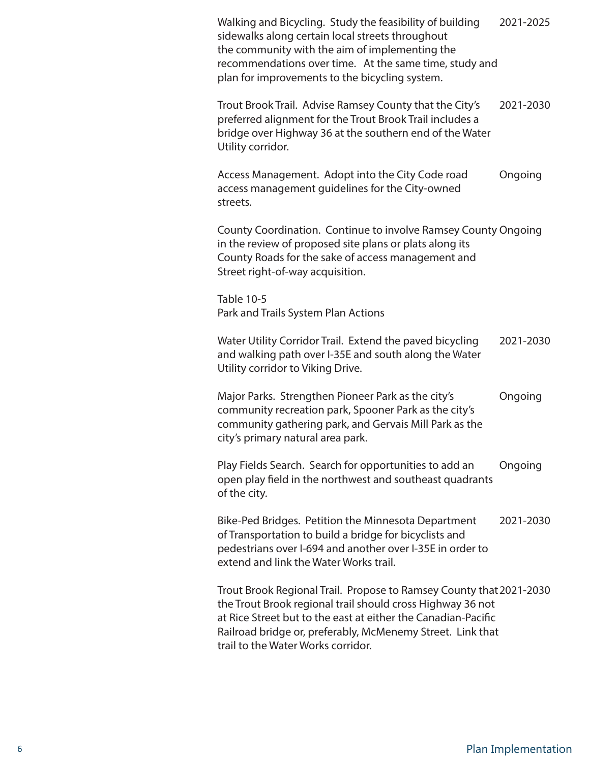| | |
|---|---|
| Walking and Bicycling. Study the feasibility of building sidewalks along certain local streets throughout the community with the aim of implementing the recommendations over time. At the same time, study and plan for improvements to the bicycling system. | 2021-2025 |
| Trout Brook Trail. Advise Ramsey County that the City's preferred alignment for the Trout Brook Trail includes a bridge over Highway 36 at the southern end of the Water Utility corridor. | 2021-2030 |
| Access Management. Adopt into the City Code road access management guidelines for the City-owned streets. | Ongoing |
| County Coordination. Continue to involve Ramsey County in the review of proposed site plans or plats along its County Roads for the sake of access management and Street right-of-way acquisition. | Ongoing |

Table 10-5
Park and Trails System Plan Actions

| | |
|---|---|
| Water Utility Corridor Trail. Extend the paved bicycling and walking path over I-35E and south along the Water Utility corridor to Viking Drive. | 2021-2030 |
| Major Parks. Strengthen Pioneer Park as the city's community recreation park, Spooner Park as the city's community gathering park, and Gervais Mill Park as the city's primary natural area park. | Ongoing |
| Play Fields Search. Search for opportunities to add an open play field in the northwest and southeast quadrants of the city. | Ongoing |
| Bike-Ped Bridges. Petition the Minnesota Department of Transportation to build a bridge for bicyclists and pedestrians over I-694 and another over I-35E in order to extend and link the Water Works trail. | 2021-2030 |
| Trout Brook Regional Trail. Propose to Ramsey County that the Trout Brook regional trail should cross Highway 36 not at Rice Street but to the east at either the Canadian-Pacific Railroad bridge or, preferably, McMenemy Street. Link that trail to the Water Works corridor. | 2021-2030 |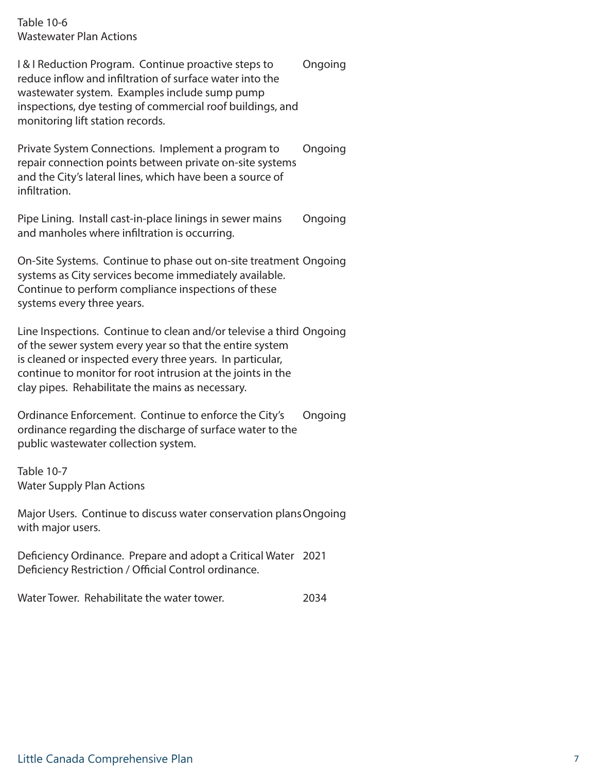Table 10-6
Wastewater Plan Actions

| Action | Timing |
|---|---|
| I & I Reduction Program. Continue proactive steps to reduce inflow and infiltration of surface water into the wastewater system. Examples include sump pump inspections, dye testing of commercial roof buildings, and monitoring lift station records. | Ongoing |
| Private System Connections. Implement a program to repair connection points between private on-site systems and the City's lateral lines, which have been a source of infiltration. | Ongoing |
| Pipe Lining. Install cast-in-place linings in sewer mains and manholes where infiltration is occurring. | Ongoing |
| On-Site Systems. Continue to phase out on-site treatment systems as City services become immediately available. Continue to perform compliance inspections of these systems every three years. | Ongoing |
| Line Inspections. Continue to clean and/or televise a third of the sewer system every year so that the entire system is cleaned or inspected every three years. In particular, continue to monitor for root intrusion at the joints in the clay pipes. Rehabilitate the mains as necessary. | Ongoing |
| Ordinance Enforcement. Continue to enforce the City's ordinance regarding the discharge of surface water to the public wastewater collection system. | Ongoing |

Table 10-7
Water Supply Plan Actions

| Action | Timing |
|---|---|
| Major Users. Continue to discuss water conservation plans with major users. | Ongoing |
| Deficiency Ordinance. Prepare and adopt a Critical Water Deficiency Restriction / Official Control ordinance. | 2021 |
| Water Tower. Rehabilitate the water tower. | 2034 |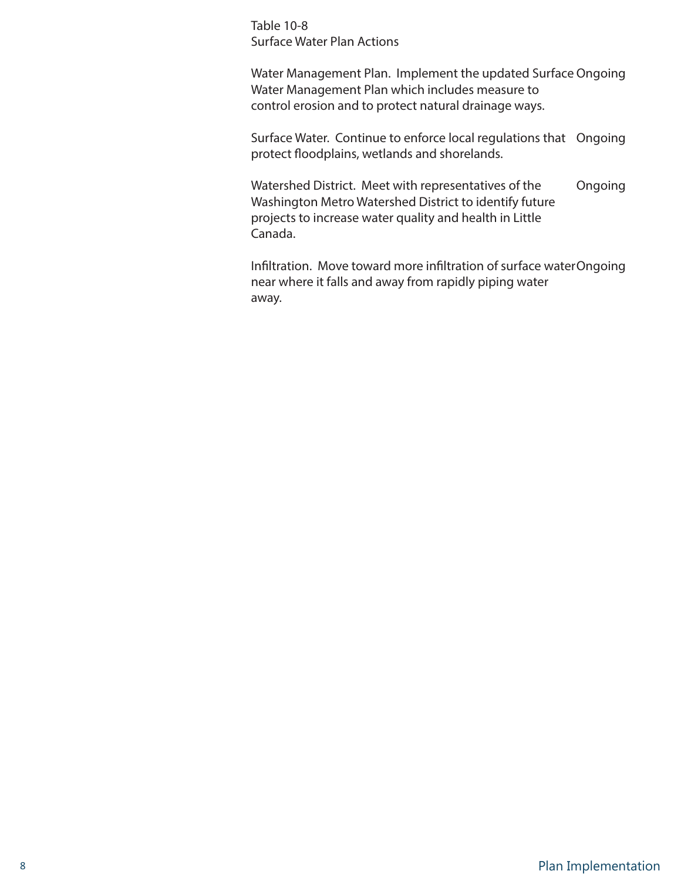Table 10-8
Surface Water Plan Actions

| Action | Timing |
|---|---|
| Water Management Plan. Implement the updated Surface Water Management Plan which includes measure to control erosion and to protect natural drainage ways. | Ongoing |
| Surface Water. Continue to enforce local regulations that protect floodplains, wetlands and shorelands. | Ongoing |
| Watershed District. Meet with representatives of the Washington Metro Watershed District to identify future projects to increase water quality and health in Little Canada. | Ongoing |
| Infiltration. Move toward more infiltration of surface water near where it falls and away from rapidly piping water away. | Ongoing |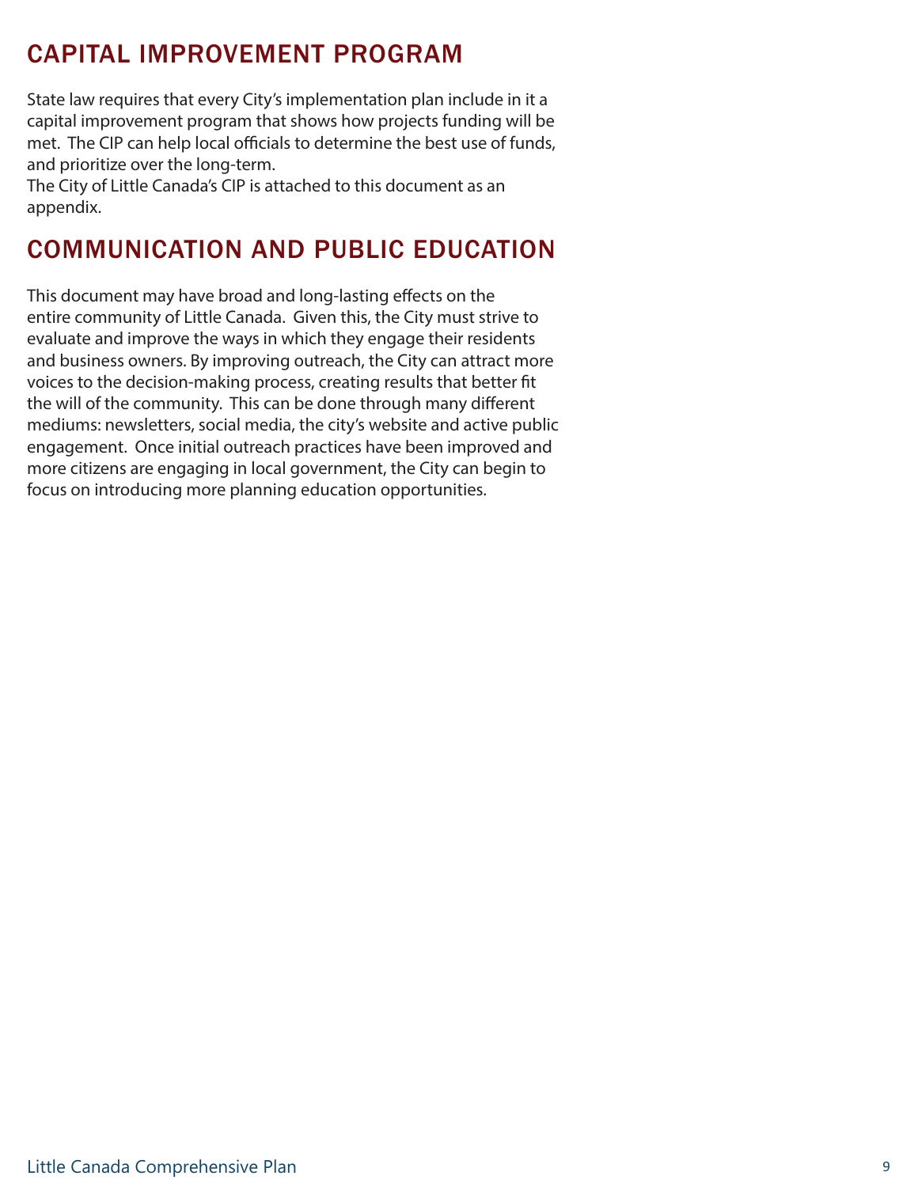## CAPITAL IMPROVEMENT PROGRAM

State law requires that every City's implementation plan include in it a capital improvement program that shows how projects funding will be met. The CIP can help local officials to determine the best use of funds, and prioritize over the long-term.
The City of Little Canada's CIP is attached to this document as an appendix.

## COMMUNICATION AND PUBLIC EDUCATION

This document may have broad and long-lasting effects on the entire community of Little Canada. Given this, the City must strive to evaluate and improve the ways in which they engage their residents and business owners. By improving outreach, the City can attract more voices to the decision-making process, creating results that better fit the will of the community. This can be done through many different mediums: newsletters, social media, the city's website and active public engagement. Once initial outreach practices have been improved and more citizens are engaging in local government, the City can begin to focus on introducing more planning education opportunities.